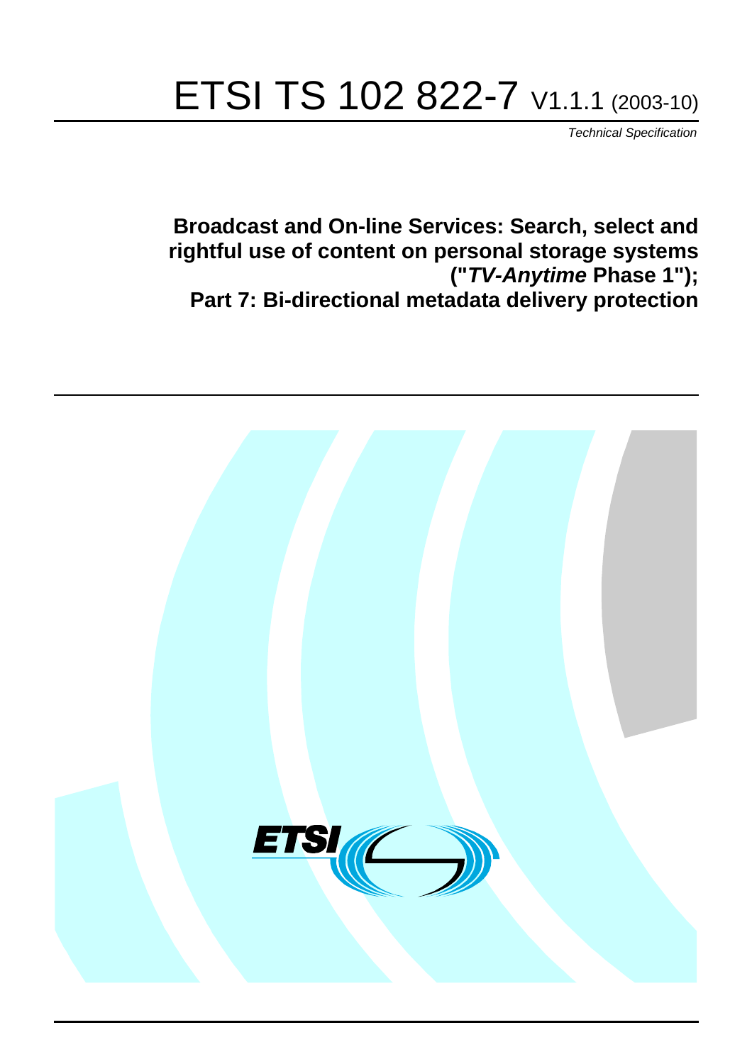# ETSI TS 102 822-7 V1.1.1 (2003-10)

*Technical Specification*

**Broadcast and On-line Services: Search, select and rightful use of content on personal storage systems ("*TV-Anytime* Phase 1"); Part 7: Bi-directional metadata delivery protection**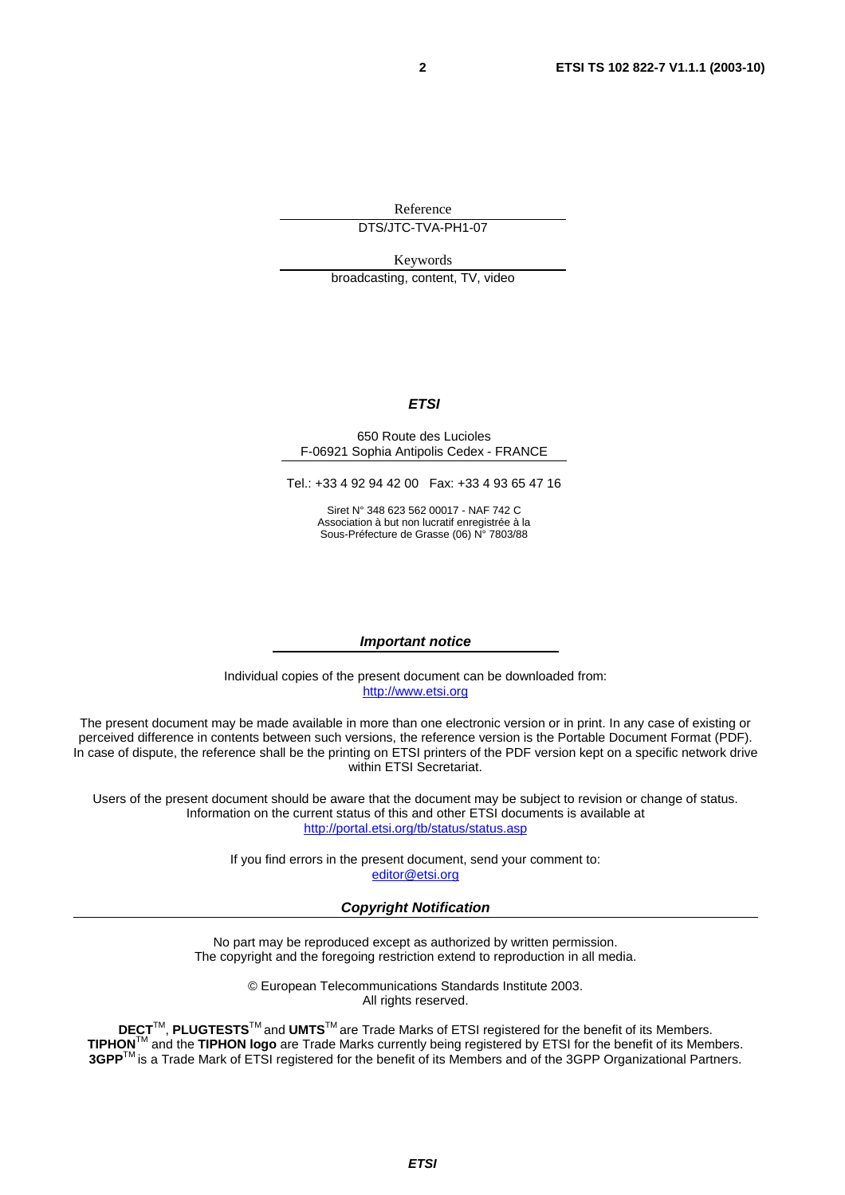Reference

DTS/JTC-TVA-PH1-07

Keywords

broadcasting, content, TV, video

***ETSI***

650 Route des Lucioles
F-06921 Sophia Antipolis Cedex - FRANCE

Tel.: +33 4 92 94 42 00 Fax: +33 4 93 65 47 16

Siret N° 348 623 562 00017 - NAF 742 C
Association à but non lucratif enregistrée à la
Sous-Préfecture de Grasse (06) N° 7803/88

***Important notice***

Individual copies of the present document can be downloaded from:
http://www.etsi.org

The present document may be made available in more than one electronic version or in print. In any case of existing or perceived difference in contents between such versions, the reference version is the Portable Document Format (PDF). In case of dispute, the reference shall be the printing on ETSI printers of the PDF version kept on a specific network drive within ETSI Secretariat.

Users of the present document should be aware that the document may be subject to revision or change of status. Information on the current status of this and other ETSI documents is available at
http://portal.etsi.org/tb/status/status.asp

If you find errors in the present document, send your comment to:
editor@etsi.org

***Copyright Notification***

No part may be reproduced except as authorized by written permission.
The copyright and the foregoing restriction extend to reproduction in all media.

© European Telecommunications Standards Institute 2003.
All rights reserved.

**DECT**™, **PLUGTESTS**™ and **UMTS**™ are Trade Marks of ETSI registered for the benefit of its Members.
**TIPHON**™ and the **TIPHON logo** are Trade Marks currently being registered by ETSI for the benefit of its Members.
**3GPP**™ is a Trade Mark of ETSI registered for the benefit of its Members and of the 3GPP Organizational Partners.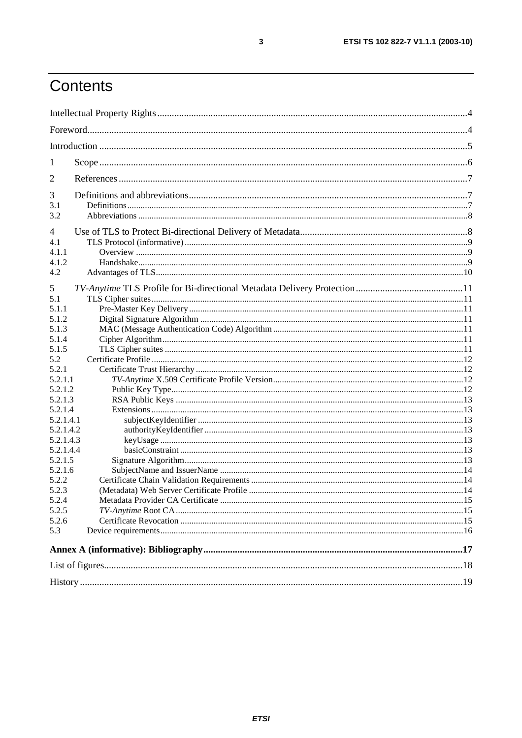# Contents

Intellectual Property Rights ....................................................................................................................................4

Foreword.............................................................................................................................................................4

Introduction ........................................................................................................................................................5

1 Scope ........................................................................................................................................................6

2 References ................................................................................................................................................7

3 Definitions and abbreviations ...................................................................................................................7

3.1 Definitions ..........................................................................................................................................................7

3.2 Abbreviations .....................................................................................................................................................8

4 Use of TLS to Protect Bi-directional Delivery of Metadata .....................................................................8

4.1 TLS Protocol (informative) ................................................................................................................................9

4.1.1 Overview ......................................................................................................................................................9

4.1.2 Handshake....................................................................................................................................................9

4.2 Advantages of TLS ............................................................................................................................................10

5 *TV-Anytime* TLS Profile for Bi-directional Metadata Delivery Protection .............................................11

5.1 TLS Cipher suites .............................................................................................................................................11

5.1.1 Pre-Master Key Delivery ............................................................................................................................11

5.1.2 Digital Signature Algorithm .......................................................................................................................11

5.1.3 MAC (Message Authentication Code) Algorithm ......................................................................................11

5.1.4 Cipher Algorithm ........................................................................................................................................11

5.1.5 TLS Cipher suites .......................................................................................................................................11

5.2 Certificate Profile .............................................................................................................................................12

5.2.1 Certificate Trust Hierarchy .........................................................................................................................12

5.2.1.1 *TV-Anytime* X.509 Certificate Profile Version ......................................................................................12

5.2.1.2 Public Key Type....................................................................................................................................12

5.2.1.3 RSA Public Keys ..................................................................................................................................13

5.2.1.4 Extensions .............................................................................................................................................13

5.2.1.4.1 subjectKeyIdentifier ........................................................................................................................13

5.2.1.4.2 authorityKeyIdentifier .....................................................................................................................13

5.2.1.4.3 keyUsage .........................................................................................................................................13

5.2.1.4.4 basicConstraint ................................................................................................................................13

5.2.1.5 Signature Algorithm..............................................................................................................................13

5.2.1.6 SubjectName and IssuerName ..............................................................................................................14

5.2.2 Certificate Chain Validation Requirements .................................................................................................14

5.2.3 (Metadata) Web Server Certificate Profile ..................................................................................................14

5.2.4 Metadata Provider CA Certificate ..............................................................................................................15

5.2.5 *TV-Anytime* Root CA .................................................................................................................................15

5.2.6 Certificate Revocation ................................................................................................................................15

5.3 Device requirements .........................................................................................................................................16

**Annex A (informative): Bibliography...........................................................................................................17**

List of figures....................................................................................................................................................18

History ..............................................................................................................................................................19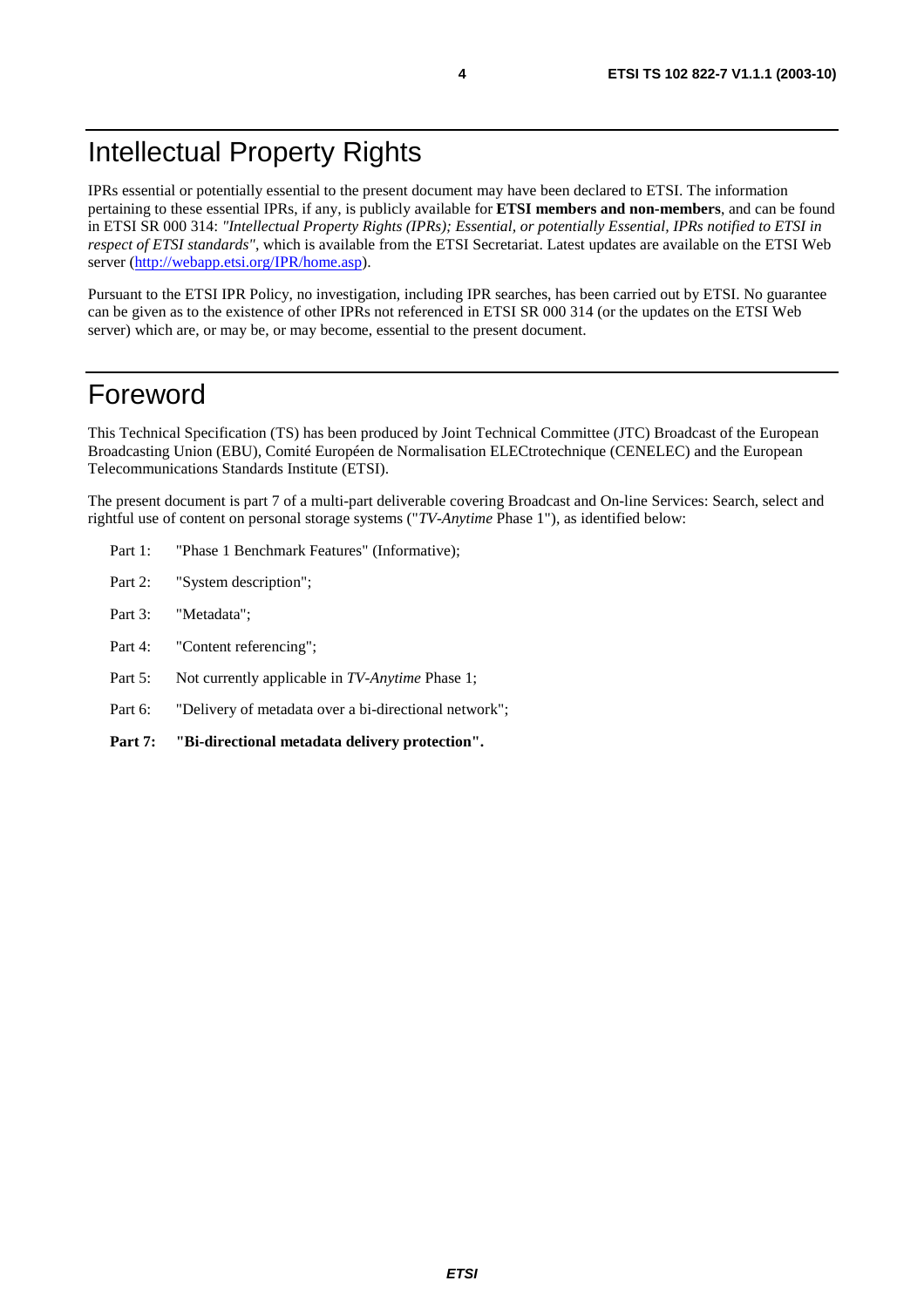# Intellectual Property Rights

IPRs essential or potentially essential to the present document may have been declared to ETSI. The information pertaining to these essential IPRs, if any, is publicly available for **ETSI members and non-members**, and can be found in ETSI SR 000 314: *"Intellectual Property Rights (IPRs); Essential, or potentially Essential, IPRs notified to ETSI in respect of ETSI standards"*, which is available from the ETSI Secretariat. Latest updates are available on the ETSI Web server (http://webapp.etsi.org/IPR/home.asp).

Pursuant to the ETSI IPR Policy, no investigation, including IPR searches, has been carried out by ETSI. No guarantee can be given as to the existence of other IPRs not referenced in ETSI SR 000 314 (or the updates on the ETSI Web server) which are, or may be, or may become, essential to the present document.

# Foreword

This Technical Specification (TS) has been produced by Joint Technical Committee (JTC) Broadcast of the European Broadcasting Union (EBU), Comité Européen de Normalisation ELECtrotechnique (CENELEC) and the European Telecommunications Standards Institute (ETSI).

The present document is part 7 of a multi-part deliverable covering Broadcast and On-line Services: Search, select and rightful use of content on personal storage systems ("*TV-Anytime* Phase 1"), as identified below:

- Part 1: "Phase 1 Benchmark Features" (Informative);
- Part 2: "System description";
- Part 3: "Metadata";
- Part 4: "Content referencing";
- Part 5: Not currently applicable in *TV-Anytime* Phase 1;
- Part 6: "Delivery of metadata over a bi-directional network";
- **Part 7: "Bi-directional metadata delivery protection".**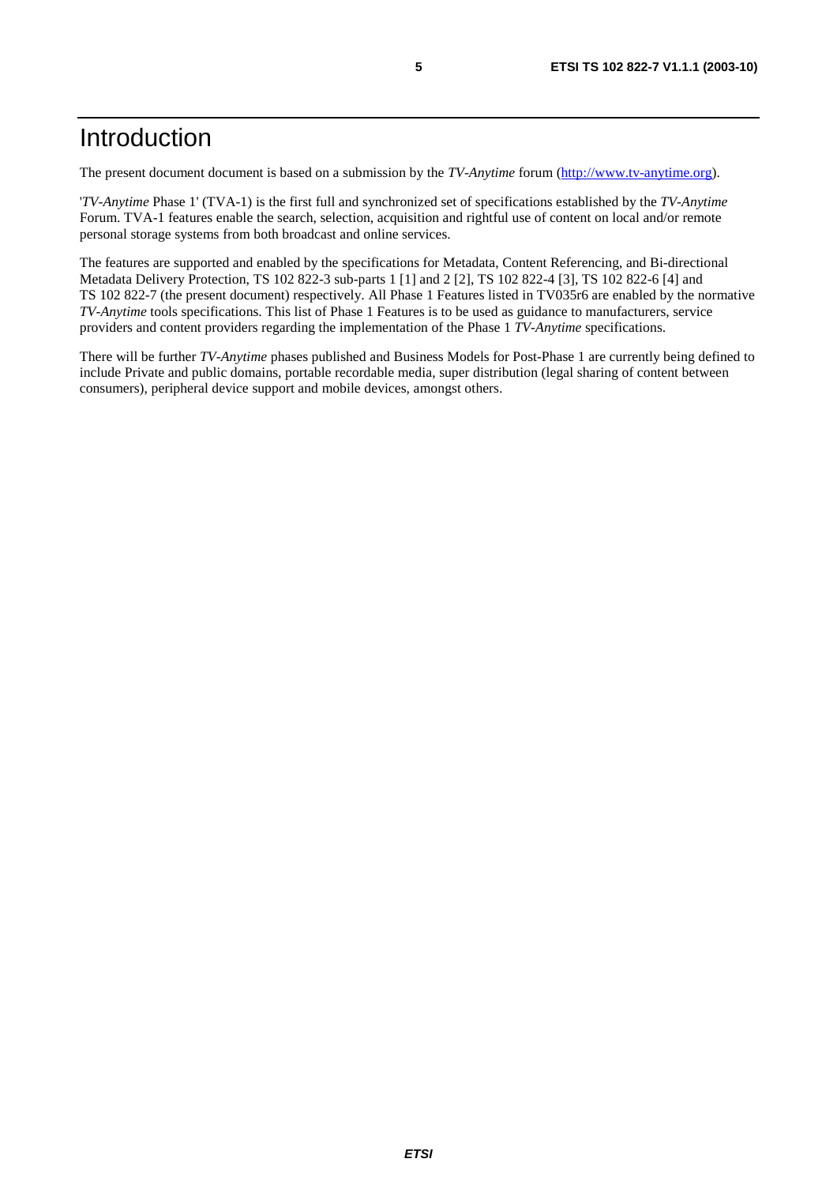# Introduction

The present document document is based on a submission by the *TV-Anytime* forum (http://www.tv-anytime.org).

'*TV-Anytime* Phase 1' (TVA-1) is the first full and synchronized set of specifications established by the *TV-Anytime* Forum. TVA-1 features enable the search, selection, acquisition and rightful use of content on local and/or remote personal storage systems from both broadcast and online services.

The features are supported and enabled by the specifications for Metadata, Content Referencing, and Bi-directional Metadata Delivery Protection, TS 102 822-3 sub-parts 1 [1] and 2 [2], TS 102 822-4 [3], TS 102 822-6 [4] and TS 102 822-7 (the present document) respectively. All Phase 1 Features listed in TV035r6 are enabled by the normative *TV-Anytime* tools specifications. This list of Phase 1 Features is to be used as guidance to manufacturers, service providers and content providers regarding the implementation of the Phase 1 *TV-Anytime* specifications.

There will be further *TV-Anytime* phases published and Business Models for Post-Phase 1 are currently being defined to include Private and public domains, portable recordable media, super distribution (legal sharing of content between consumers), peripheral device support and mobile devices, amongst others.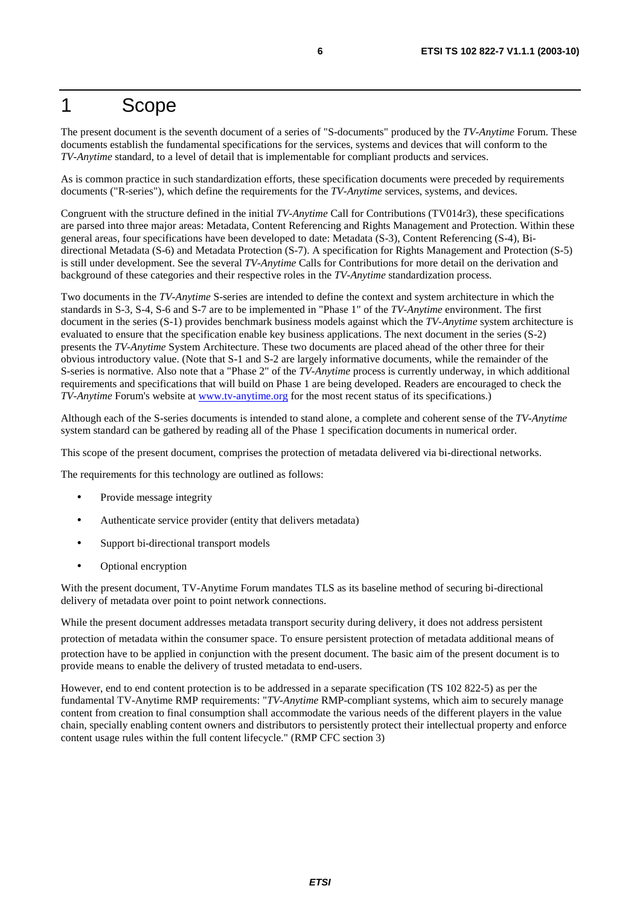# 1 Scope

The present document is the seventh document of a series of "S-documents" produced by the *TV-Anytime* Forum. These documents establish the fundamental specifications for the services, systems and devices that will conform to the *TV-Anytime* standard, to a level of detail that is implementable for compliant products and services.

As is common practice in such standardization efforts, these specification documents were preceded by requirements documents ("R-series"), which define the requirements for the *TV-Anytime* services, systems, and devices.

Congruent with the structure defined in the initial *TV-Anytime* Call for Contributions (TV014r3), these specifications are parsed into three major areas: Metadata, Content Referencing and Rights Management and Protection. Within these general areas, four specifications have been developed to date: Metadata (S-3), Content Referencing (S-4), Bi-directional Metadata (S-6) and Metadata Protection (S-7). A specification for Rights Management and Protection (S-5) is still under development. See the several *TV-Anytime* Calls for Contributions for more detail on the derivation and background of these categories and their respective roles in the *TV-Anytime* standardization process.

Two documents in the *TV-Anytime* S-series are intended to define the context and system architecture in which the standards in S-3, S-4, S-6 and S-7 are to be implemented in "Phase 1" of the *TV-Anytime* environment. The first document in the series (S-1) provides benchmark business models against which the *TV-Anytime* system architecture is evaluated to ensure that the specification enable key business applications. The next document in the series (S-2) presents the *TV-Anytime* System Architecture. These two documents are placed ahead of the other three for their obvious introductory value. (Note that S-1 and S-2 are largely informative documents, while the remainder of the S-series is normative. Also note that a "Phase 2" of the *TV-Anytime* process is currently underway, in which additional requirements and specifications that will build on Phase 1 are being developed. Readers are encouraged to check the *TV-Anytime* Forum's website at www.tv-anytime.org for the most recent status of its specifications.)

Although each of the S-series documents is intended to stand alone, a complete and coherent sense of the *TV-Anytime* system standard can be gathered by reading all of the Phase 1 specification documents in numerical order.

This scope of the present document, comprises the protection of metadata delivered via bi-directional networks.

The requirements for this technology are outlined as follows:

- Provide message integrity
- Authenticate service provider (entity that delivers metadata)
- Support bi-directional transport models
- Optional encryption

With the present document, TV-Anytime Forum mandates TLS as its baseline method of securing bi-directional delivery of metadata over point to point network connections.

While the present document addresses metadata transport security during delivery, it does not address persistent protection of metadata within the consumer space. To ensure persistent protection of metadata additional means of protection have to be applied in conjunction with the present document. The basic aim of the present document is to provide means to enable the delivery of trusted metadata to end-users.

However, end to end content protection is to be addressed in a separate specification (TS 102 822-5) as per the fundamental TV-Anytime RMP requirements: "*TV-Anytime* RMP-compliant systems, which aim to securely manage content from creation to final consumption shall accommodate the various needs of the different players in the value chain, specially enabling content owners and distributors to persistently protect their intellectual property and enforce content usage rules within the full content lifecycle." (RMP CFC section 3)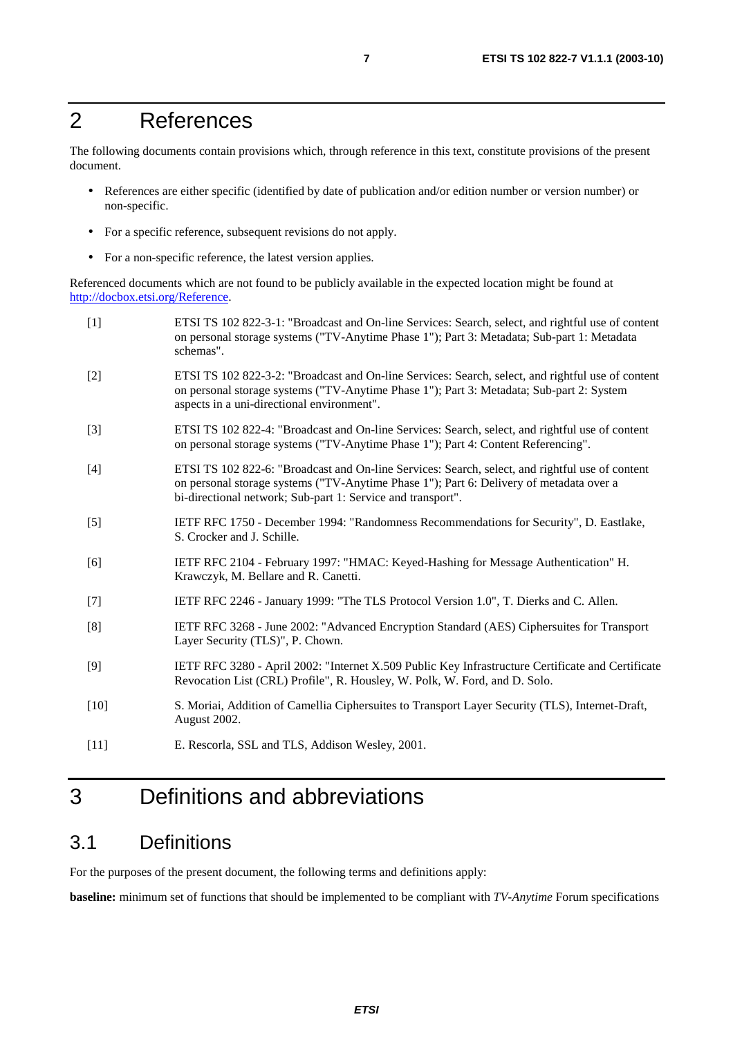# 2 References

The following documents contain provisions which, through reference in this text, constitute provisions of the present document.

- References are either specific (identified by date of publication and/or edition number or version number) or non-specific.
- For a specific reference, subsequent revisions do not apply.
- For a non-specific reference, the latest version applies.

Referenced documents which are not found to be publicly available in the expected location might be found at http://docbox.etsi.org/Reference.

[1] ETSI TS 102 822-3-1: "Broadcast and On-line Services: Search, select, and rightful use of content on personal storage systems ("TV-Anytime Phase 1"); Part 3: Metadata; Sub-part 1: Metadata schemas".

[2] ETSI TS 102 822-3-2: "Broadcast and On-line Services: Search, select, and rightful use of content on personal storage systems ("TV-Anytime Phase 1"); Part 3: Metadata; Sub-part 2: System aspects in a uni-directional environment".

[3] ETSI TS 102 822-4: "Broadcast and On-line Services: Search, select, and rightful use of content on personal storage systems ("TV-Anytime Phase 1"); Part 4: Content Referencing".

[4] ETSI TS 102 822-6: "Broadcast and On-line Services: Search, select, and rightful use of content on personal storage systems ("TV-Anytime Phase 1"); Part 6: Delivery of metadata over a bi-directional network; Sub-part 1: Service and transport".

[5] IETF RFC 1750 - December 1994: "Randomness Recommendations for Security", D. Eastlake, S. Crocker and J. Schille.

[6] IETF RFC 2104 - February 1997: "HMAC: Keyed-Hashing for Message Authentication" H. Krawczyk, M. Bellare and R. Canetti.

[7] IETF RFC 2246 - January 1999: "The TLS Protocol Version 1.0", T. Dierks and C. Allen.

[8] IETF RFC 3268 - June 2002: "Advanced Encryption Standard (AES) Ciphersuites for Transport Layer Security (TLS)", P. Chown.

[9] IETF RFC 3280 - April 2002: "Internet X.509 Public Key Infrastructure Certificate and Certificate Revocation List (CRL) Profile", R. Housley, W. Polk, W. Ford, and D. Solo.

[10] S. Moriai, Addition of Camellia Ciphersuites to Transport Layer Security (TLS), Internet-Draft, August 2002.

[11] E. Rescorla, SSL and TLS, Addison Wesley, 2001.

# 3 Definitions and abbreviations

## 3.1 Definitions

For the purposes of the present document, the following terms and definitions apply:

**baseline:** minimum set of functions that should be implemented to be compliant with *TV-Anytime* Forum specifications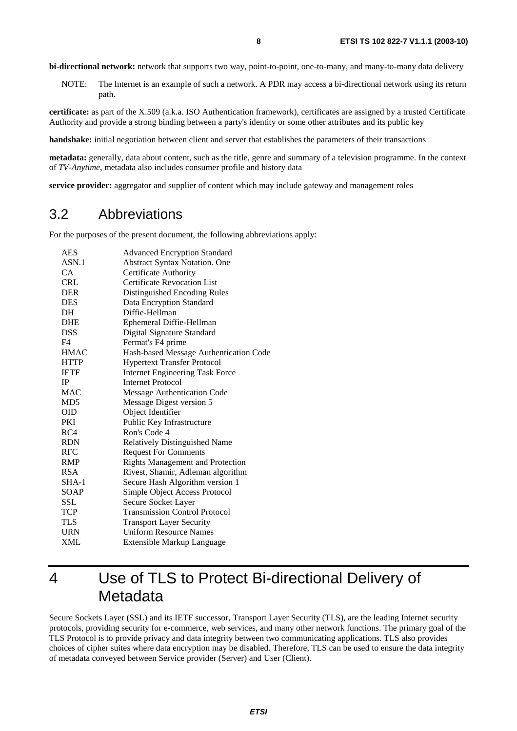**bi-directional network:** network that supports two way, point-to-point, one-to-many, and many-to-many data delivery

NOTE: The Internet is an example of such a network. A PDR may access a bi-directional network using its return path.

**certificate:** as part of the X.509 (a.k.a. ISO Authentication framework), certificates are assigned by a trusted Certificate Authority and provide a strong binding between a party's identity or some other attributes and its public key

**handshake:** initial negotiation between client and server that establishes the parameters of their transactions

**metadata:** generally, data about content, such as the title, genre and summary of a television programme. In the context of *TV-Anytime*, metadata also includes consumer profile and history data

**service provider:** aggregator and supplier of content which may include gateway and management roles

## 3.2 Abbreviations

For the purposes of the present document, the following abbreviations apply:

| | |
|---|---|
| AES | Advanced Encryption Standard |
| ASN.1 | Abstract Syntax Notation. One |
| CA | Certificate Authority |
| CRL | Certificate Revocation List |
| DER | Distinguished Encoding Rules |
| DES | Data Encryption Standard |
| DH | Diffie-Hellman |
| DHE | Ephemeral Diffie-Hellman |
| DSS | Digital Signature Standard |
| F4 | Fermat's F4 prime |
| HMAC | Hash-based Message Authentication Code |
| HTTP | Hypertext Transfer Protocol |
| IETF | Internet Engineering Task Force |
| IP | Internet Protocol |
| MAC | Message Authentication Code |
| MD5 | Message Digest version 5 |
| OID | Object Identifier |
| PKI | Public Key Infrastructure |
| RC4 | Ron's Code 4 |
| RDN | Relatively Distinguished Name |
| RFC | Request For Comments |
| RMP | Rights Management and Protection |
| RSA | Rivest, Shamir, Adleman algorithm |
| SHA-1 | Secure Hash Algorithm version 1 |
| SOAP | Simple Object Access Protocol |
| SSL | Secure Socket Layer |
| TCP | Transmission Control Protocol |
| TLS | Transport Layer Security |
| URN | Uniform Resource Names |
| XML | Extensible Markup Language |

# 4 Use of TLS to Protect Bi-directional Delivery of Metadata

Secure Sockets Layer (SSL) and its IETF successor, Transport Layer Security (TLS), are the leading Internet security protocols, providing security for e-commerce, web services, and many other network functions. The primary goal of the TLS Protocol is to provide privacy and data integrity between two communicating applications. TLS also provides choices of cipher suites where data encryption may be disabled. Therefore, TLS can be used to ensure the data integrity of metadata conveyed between Service provider (Server) and User (Client).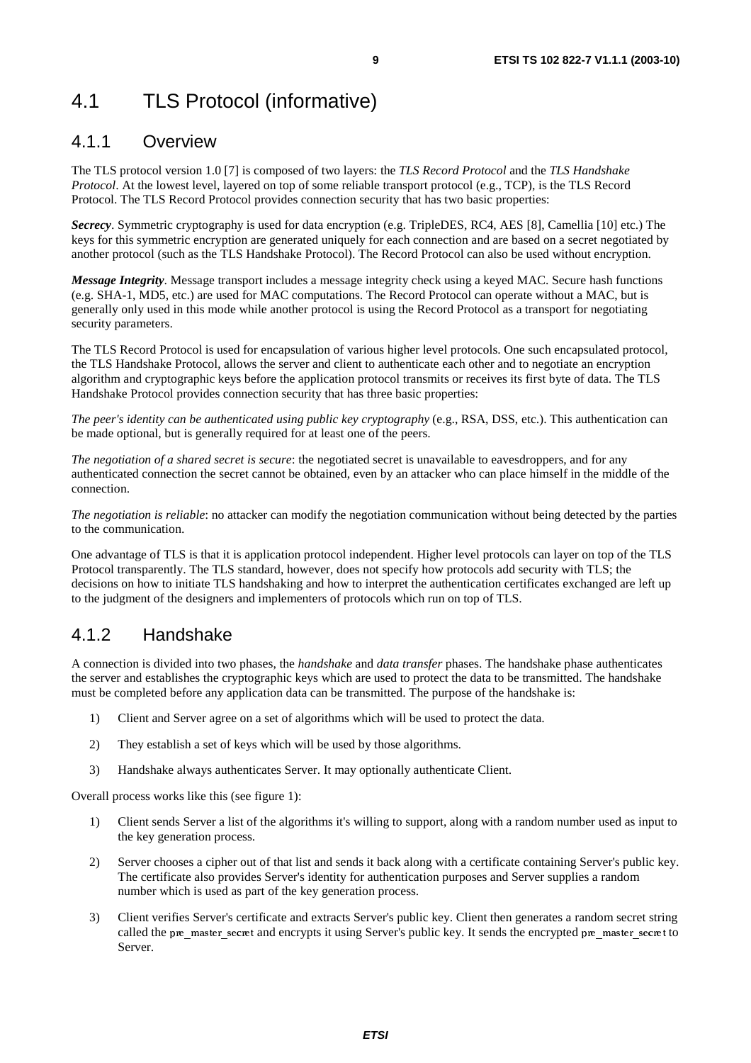# 4.1 TLS Protocol (informative)

## 4.1.1 Overview

The TLS protocol version 1.0 [7] is composed of two layers: the *TLS Record Protocol* and the *TLS Handshake Protocol*. At the lowest level, layered on top of some reliable transport protocol (e.g., TCP), is the TLS Record Protocol. The TLS Record Protocol provides connection security that has two basic properties:

***Secrecy***. Symmetric cryptography is used for data encryption (e.g. TripleDES, RC4, AES [8], Camellia [10] etc.) The keys for this symmetric encryption are generated uniquely for each connection and are based on a secret negotiated by another protocol (such as the TLS Handshake Protocol). The Record Protocol can also be used without encryption.

***Message Integrity***. Message transport includes a message integrity check using a keyed MAC. Secure hash functions (e.g. SHA-1, MD5, etc.) are used for MAC computations. The Record Protocol can operate without a MAC, but is generally only used in this mode while another protocol is using the Record Protocol as a transport for negotiating security parameters.

The TLS Record Protocol is used for encapsulation of various higher level protocols. One such encapsulated protocol, the TLS Handshake Protocol, allows the server and client to authenticate each other and to negotiate an encryption algorithm and cryptographic keys before the application protocol transmits or receives its first byte of data. The TLS Handshake Protocol provides connection security that has three basic properties:

*The peer's identity can be authenticated using public key cryptography* (e.g., RSA, DSS, etc.). This authentication can be made optional, but is generally required for at least one of the peers.

*The negotiation of a shared secret is secure*: the negotiated secret is unavailable to eavesdroppers, and for any authenticated connection the secret cannot be obtained, even by an attacker who can place himself in the middle of the connection.

*The negotiation is reliable*: no attacker can modify the negotiation communication without being detected by the parties to the communication.

One advantage of TLS is that it is application protocol independent. Higher level protocols can layer on top of the TLS Protocol transparently. The TLS standard, however, does not specify how protocols add security with TLS; the decisions on how to initiate TLS handshaking and how to interpret the authentication certificates exchanged are left up to the judgment of the designers and implementers of protocols which run on top of TLS.

## 4.1.2 Handshake

A connection is divided into two phases, the *handshake* and *data transfer* phases. The handshake phase authenticates the server and establishes the cryptographic keys which are used to protect the data to be transmitted. The handshake must be completed before any application data can be transmitted. The purpose of the handshake is:

1) Client and Server agree on a set of algorithms which will be used to protect the data.

2) They establish a set of keys which will be used by those algorithms.

3) Handshake always authenticates Server. It may optionally authenticate Client.

Overall process works like this (see figure 1):

1) Client sends Server a list of the algorithms it's willing to support, along with a random number used as input to the key generation process.

2) Server chooses a cipher out of that list and sends it back along with a certificate containing Server's public key. The certificate also provides Server's identity for authentication purposes and Server supplies a random number which is used as part of the key generation process.

3) Client verifies Server's certificate and extracts Server's public key. Client then generates a random secret string called the pre_master_secret and encrypts it using Server's public key. It sends the encrypted pre_master_secret to Server.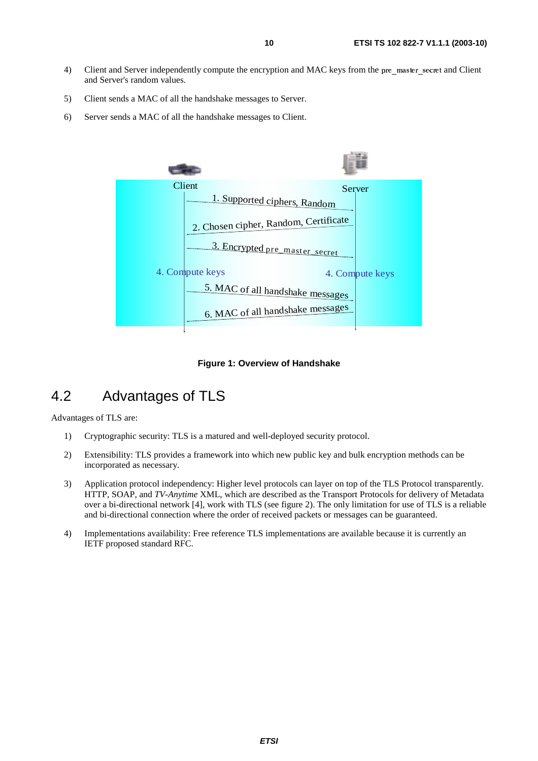4) Client and Server independently compute the encryption and MAC keys from the pre_master_secret and Client and Server's random values.

5) Client sends a MAC of all the handshake messages to Server.

6) Server sends a MAC of all the handshake messages to Client.

Figure 1: Overview of Handshake

## 4.2 Advantages of TLS

Advantages of TLS are:

1) Cryptographic security: TLS is a matured and well-deployed security protocol.

2) Extensibility: TLS provides a framework into which new public key and bulk encryption methods can be incorporated as necessary.

3) Application protocol independency: Higher level protocols can layer on top of the TLS Protocol transparently. HTTP, SOAP, and *TV-Anytime* XML, which are described as the Transport Protocols for delivery of Metadata over a bi-directional network [4], work with TLS (see figure 2). The only limitation for use of TLS is a reliable and bi-directional connection where the order of received packets or messages can be guaranteed.

4) Implementations availability: Free reference TLS implementations are available because it is currently an IETF proposed standard RFC.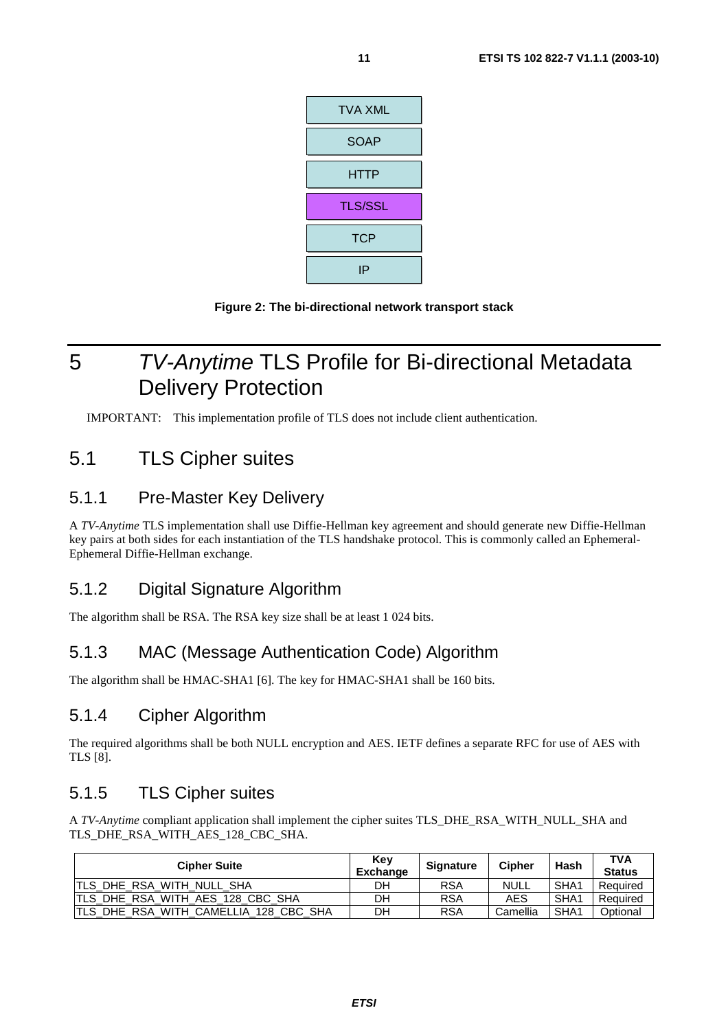TVA XML

SOAP

HTTP

TLS/SSL

TCP

IP

**Figure 2: The bi-directional network transport stack**

# 5 *TV-Anytime* TLS Profile for Bi-directional Metadata Delivery Protection

IMPORTANT: This implementation profile of TLS does not include client authentication.

## 5.1 TLS Cipher suites

### 5.1.1 Pre-Master Key Delivery

A *TV-Anytime* TLS implementation shall use Diffie-Hellman key agreement and should generate new Diffie-Hellman key pairs at both sides for each instantiation of the TLS handshake protocol. This is commonly called an Ephemeral-Ephemeral Diffie-Hellman exchange.

### 5.1.2 Digital Signature Algorithm

The algorithm shall be RSA. The RSA key size shall be at least 1 024 bits.

### 5.1.3 MAC (Message Authentication Code) Algorithm

The algorithm shall be HMAC-SHA1 [6]. The key for HMAC-SHA1 shall be 160 bits.

### 5.1.4 Cipher Algorithm

The required algorithms shall be both NULL encryption and AES. IETF defines a separate RFC for use of AES with TLS [8].

### 5.1.5 TLS Cipher suites

A *TV-Anytime* compliant application shall implement the cipher suites TLS_DHE_RSA_WITH_NULL_SHA and TLS_DHE_RSA_WITH_AES_128_CBC_SHA.

| Cipher Suite | Key Exchange | Signature | Cipher | Hash | TVA Status |
|---|---|---|---|---|---|
| TLS_DHE_RSA_WITH_NULL_SHA | DH | RSA | NULL | SHA1 | Required |
| TLS_DHE_RSA_WITH_AES_128_CBC_SHA | DH | RSA | AES | SHA1 | Required |
| TLS_DHE_RSA_WITH_CAMELLIA_128_CBC_SHA | DH | RSA | Camellia | SHA1 | Optional |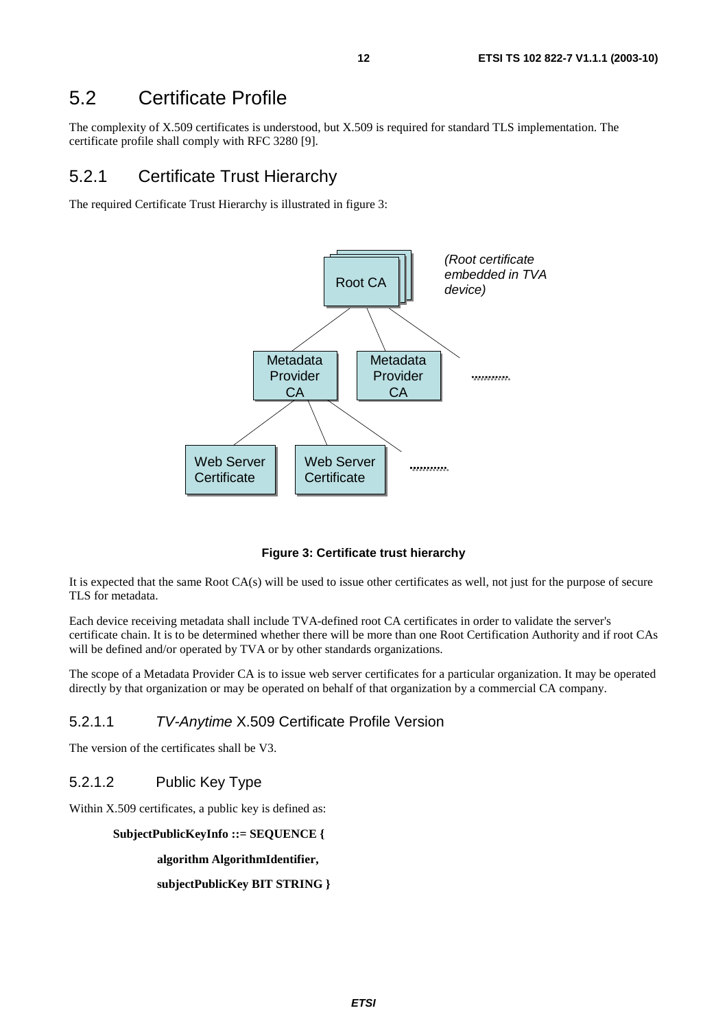## 5.2 Certificate Profile

The complexity of X.509 certificates is understood, but X.509 is required for standard TLS implementation. The certificate profile shall comply with RFC 3280 [9].

### 5.2.1 Certificate Trust Hierarchy

The required Certificate Trust Hierarchy is illustrated in figure 3:

**Figure 3: Certificate trust hierarchy**

It is expected that the same Root CA(s) will be used to issue other certificates as well, not just for the purpose of secure TLS for metadata.

Each device receiving metadata shall include TVA-defined root CA certificates in order to validate the server's certificate chain. It is to be determined whether there will be more than one Root Certification Authority and if root CAs will be defined and/or operated by TVA or by other standards organizations.

The scope of a Metadata Provider CA is to issue web server certificates for a particular organization. It may be operated directly by that organization or may be operated on behalf of that organization by a commercial CA company.

#### 5.2.1.1 *TV-Anytime* X.509 Certificate Profile Version

The version of the certificates shall be V3.

#### 5.2.1.2 Public Key Type

Within X.509 certificates, a public key is defined as:

```
SubjectPublicKeyInfo ::= SEQUENCE {
    algorithm AlgorithmIdentifier,
    subjectPublicKey BIT STRING }
```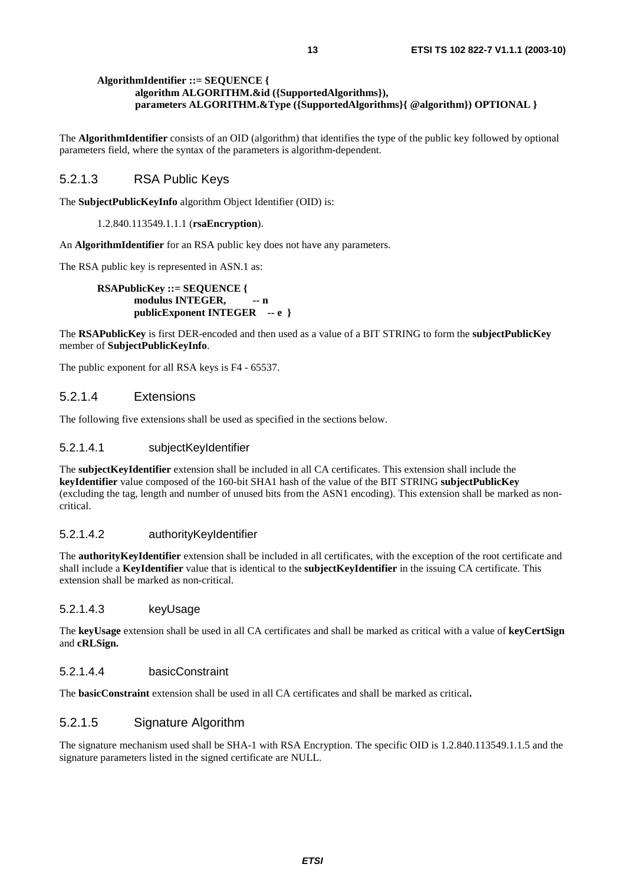```
AlgorithmIdentifier ::= SEQUENCE {
        algorithm ALGORITHM.&id ({SupportedAlgorithms}),
        parameters ALGORITHM.&Type ({SupportedAlgorithms}{ @algorithm}) OPTIONAL }
```

The **AlgorithmIdentifier** consists of an OID (algorithm) that identifies the type of the public key followed by optional parameters field, where the syntax of the parameters is algorithm-dependent.

#### 5.2.1.3 RSA Public Keys

The **SubjectPublicKeyInfo** algorithm Object Identifier (OID) is:

1.2.840.113549.1.1.1 (**rsaEncryption**).

An **AlgorithmIdentifier** for an RSA public key does not have any parameters.

The RSA public key is represented in ASN.1 as:

```
RSAPublicKey ::= SEQUENCE {
        modulus INTEGER,        -- n
        publicExponent INTEGER    -- e  }
```

The **RSAPublicKey** is first DER-encoded and then used as a value of a BIT STRING to form the **subjectPublicKey** member of **SubjectPublicKeyInfo**.

The public exponent for all RSA keys is F4 - 65537.

#### 5.2.1.4 Extensions

The following five extensions shall be used as specified in the sections below.

##### 5.2.1.4.1 subjectKeyIdentifier

The **subjectKeyIdentifier** extension shall be included in all CA certificates. This extension shall include the **keyIdentifier** value composed of the 160-bit SHA1 hash of the value of the BIT STRING **subjectPublicKey** (excluding the tag, length and number of unused bits from the ASN1 encoding). This extension shall be marked as non-critical.

##### 5.2.1.4.2 authorityKeyIdentifier

The **authorityKeyIdentifier** extension shall be included in all certificates, with the exception of the root certificate and shall include a **KeyIdentifier** value that is identical to the **subjectKeyIdentifier** in the issuing CA certificate. This extension shall be marked as non-critical.

##### 5.2.1.4.3 keyUsage

The **keyUsage** extension shall be used in all CA certificates and shall be marked as critical with a value of **keyCertSign** and **cRLSign.**

##### 5.2.1.4.4 basicConstraint

The **basicConstraint** extension shall be used in all CA certificates and shall be marked as critical**.**

#### 5.2.1.5 Signature Algorithm

The signature mechanism used shall be SHA-1 with RSA Encryption. The specific OID is 1.2.840.113549.1.1.5 and the signature parameters listed in the signed certificate are NULL.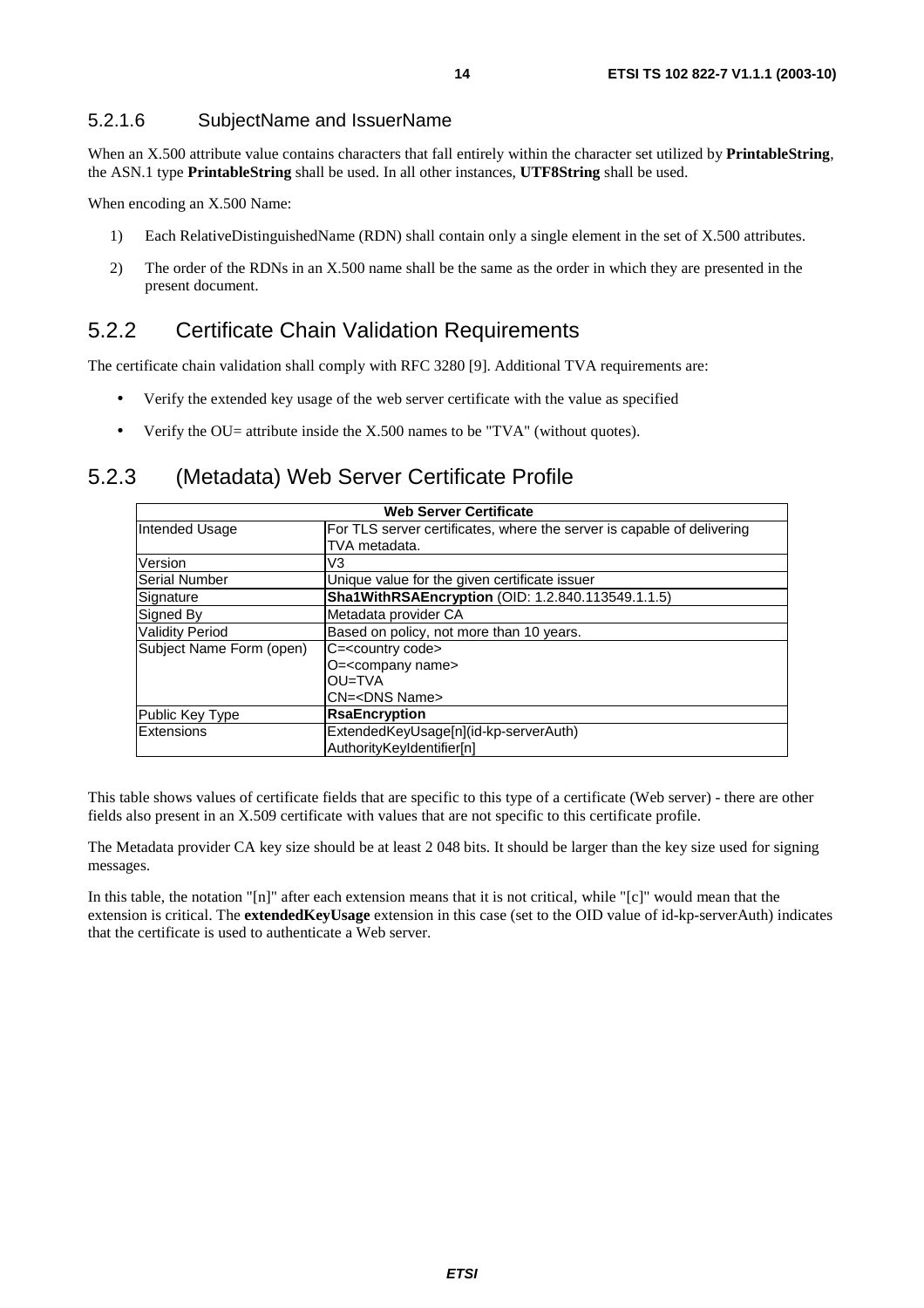#### 5.2.1.6 SubjectName and IssuerName

When an X.500 attribute value contains characters that fall entirely within the character set utilized by **PrintableString**, the ASN.1 type **PrintableString** shall be used. In all other instances, **UTF8String** shall be used.

When encoding an X.500 Name:

1) Each RelativeDistinguishedName (RDN) shall contain only a single element in the set of X.500 attributes.

2) The order of the RDNs in an X.500 name shall be the same as the order in which they are presented in the present document.

### 5.2.2 Certificate Chain Validation Requirements

The certificate chain validation shall comply with RFC 3280 [9]. Additional TVA requirements are:

- Verify the extended key usage of the web server certificate with the value as specified
- Verify the OU= attribute inside the X.500 names to be "TVA" (without quotes).

### 5.2.3 (Metadata) Web Server Certificate Profile

| **Web Server Certificate** | |
|---|---|
| Intended Usage | For TLS server certificates, where the server is capable of delivering TVA metadata. |
| Version | V3 |
| Serial Number | Unique value for the given certificate issuer |
| Signature | **Sha1WithRSAEncryption** (OID: 1.2.840.113549.1.1.5) |
| Signed By | Metadata provider CA |
| Validity Period | Based on policy, not more than 10 years. |
| Subject Name Form (open) | C=<country code><br>O=<company name><br>OU=TVA<br>CN=<DNS Name> |
| Public Key Type | **RsaEncryption** |
| Extensions | ExtendedKeyUsage[n](id-kp-serverAuth)<br>AuthorityKeyIdentifier[n] |

This table shows values of certificate fields that are specific to this type of a certificate (Web server) - there are other fields also present in an X.509 certificate with values that are not specific to this certificate profile.

The Metadata provider CA key size should be at least 2 048 bits. It should be larger than the key size used for signing messages.

In this table, the notation "[n]" after each extension means that it is not critical, while "[c]" would mean that the extension is critical. The **extendedKeyUsage** extension in this case (set to the OID value of id-kp-serverAuth) indicates that the certificate is used to authenticate a Web server.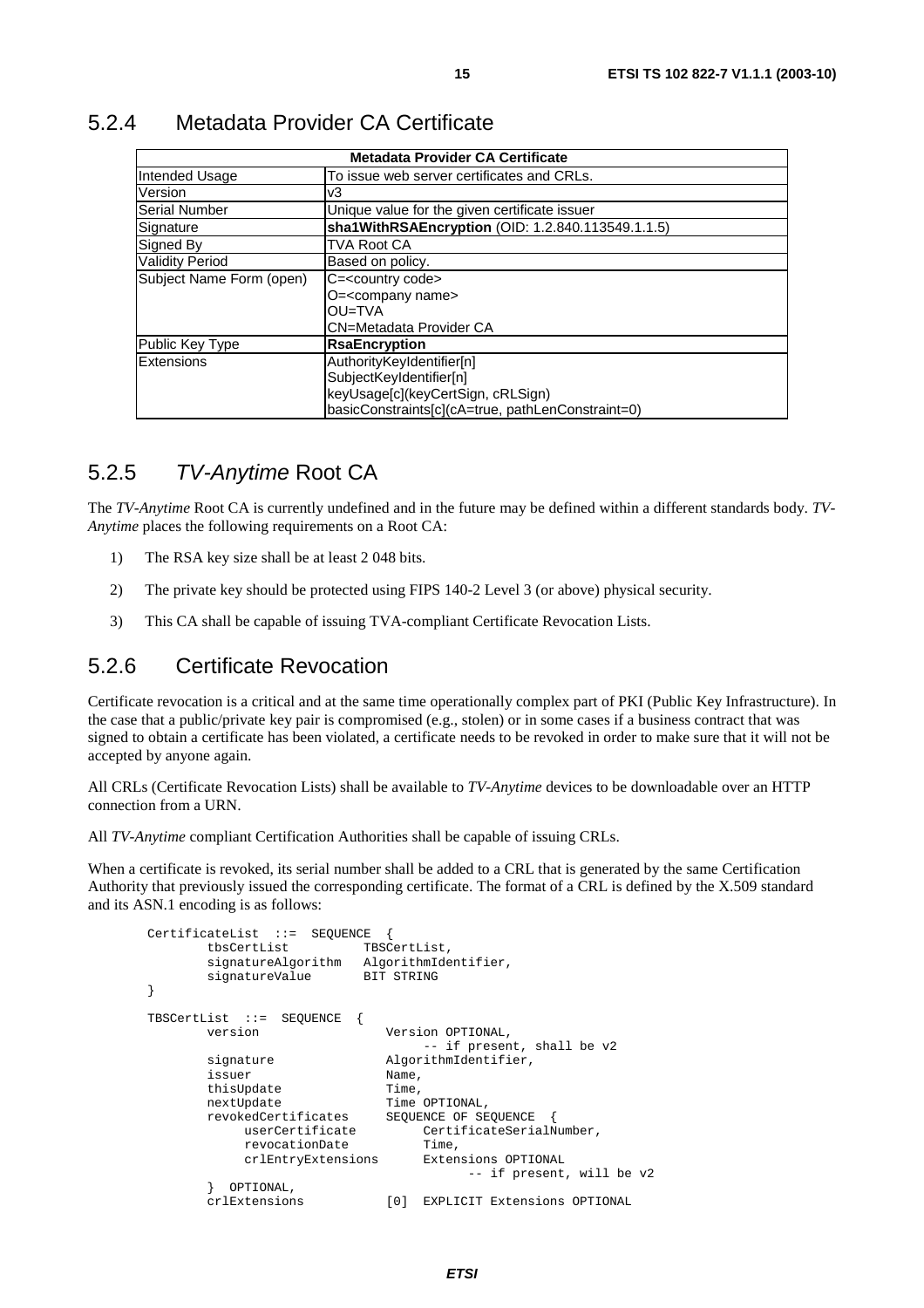## 5.2.4 Metadata Provider CA Certificate

| Metadata Provider CA Certificate | |
|---|---|
| Intended Usage | To issue web server certificates and CRLs. |
| Version | v3 |
| Serial Number | Unique value for the given certificate issuer |
| Signature | **sha1WithRSAEncryption** (OID: 1.2.840.113549.1.1.5) |
| Signed By | TVA Root CA |
| Validity Period | Based on policy. |
| Subject Name Form (open) | C=<country code><br>O=<company name><br>OU=TVA<br>CN=Metadata Provider CA |
| Public Key Type | **RsaEncryption** |
| Extensions | AuthorityKeyIdentifier[n]<br>SubjectKeyIdentifier[n]<br>keyUsage[c](keyCertSign, cRLSign)<br>basicConstraints[c](cA=true, pathLenConstraint=0) |

## 5.2.5 *TV-Anytime* Root CA

The *TV-Anytime* Root CA is currently undefined and in the future may be defined within a different standards body. *TV-Anytime* places the following requirements on a Root CA:

1) The RSA key size shall be at least 2 048 bits.

2) The private key should be protected using FIPS 140-2 Level 3 (or above) physical security.

3) This CA shall be capable of issuing TVA-compliant Certificate Revocation Lists.

## 5.2.6 Certificate Revocation

Certificate revocation is a critical and at the same time operationally complex part of PKI (Public Key Infrastructure). In the case that a public/private key pair is compromised (e.g., stolen) or in some cases if a business contract that was signed to obtain a certificate has been violated, a certificate needs to be revoked in order to make sure that it will not be accepted by anyone again.

All CRLs (Certificate Revocation Lists) shall be available to *TV-Anytime* devices to be downloadable over an HTTP connection from a URN.

All *TV-Anytime* compliant Certification Authorities shall be capable of issuing CRLs.

When a certificate is revoked, its serial number shall be added to a CRL that is generated by the same Certification Authority that previously issued the corresponding certificate. The format of a CRL is defined by the X.509 standard and its ASN.1 encoding is as follows:

```
CertificateList  ::=  SEQUENCE  {
        tbsCertList          TBSCertList,
        signatureAlgorithm   AlgorithmIdentifier,
        signatureValue       BIT STRING
}

TBSCertList  ::=  SEQUENCE  {
        version                 Version OPTIONAL,
                                     -- if present, shall be v2
        signature               AlgorithmIdentifier,
        issuer                  Name,
        thisUpdate              Time,
        nextUpdate              Time OPTIONAL,
        revokedCertificates     SEQUENCE OF SEQUENCE  {
             userCertificate         CertificateSerialNumber,
             revocationDate          Time,
             crlEntryExtensions      Extensions OPTIONAL
                                           -- if present, will be v2
        }  OPTIONAL,
        crlExtensions           [0]  EXPLICIT Extensions OPTIONAL
```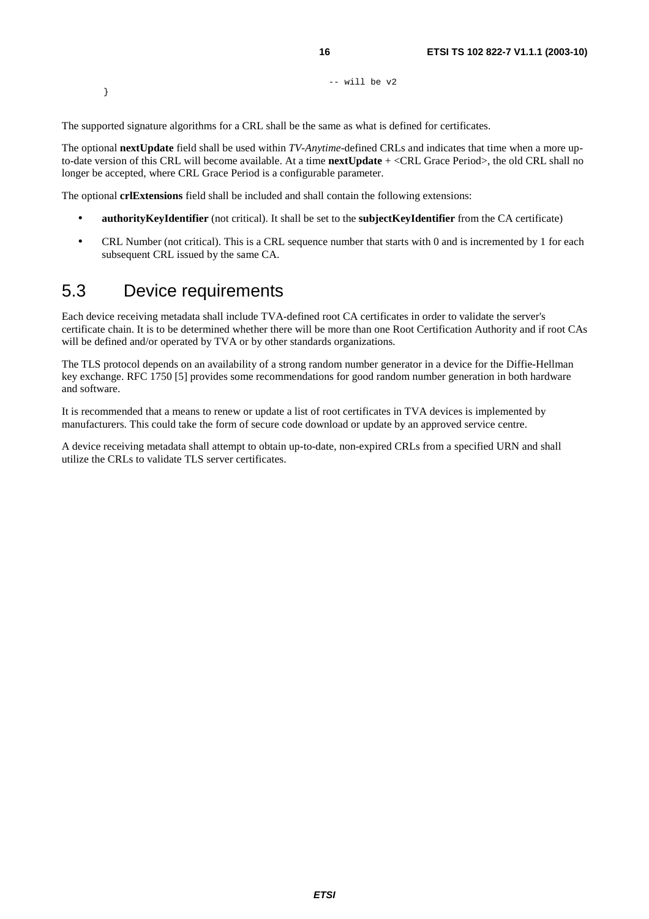```
                                        -- will be v2
}
```

The supported signature algorithms for a CRL shall be the same as what is defined for certificates.

The optional **nextUpdate** field shall be used within *TV-Anytime*-defined CRLs and indicates that time when a more up-to-date version of this CRL will become available. At a time **nextUpdate** + <CRL Grace Period>, the old CRL shall no longer be accepted, where CRL Grace Period is a configurable parameter.

The optional **crlExtensions** field shall be included and shall contain the following extensions:

- **authorityKeyIdentifier** (not critical). It shall be set to the **subjectKeyIdentifier** from the CA certificate)
- CRL Number (not critical). This is a CRL sequence number that starts with 0 and is incremented by 1 for each subsequent CRL issued by the same CA.

## 5.3 Device requirements

Each device receiving metadata shall include TVA-defined root CA certificates in order to validate the server's certificate chain. It is to be determined whether there will be more than one Root Certification Authority and if root CAs will be defined and/or operated by TVA or by other standards organizations.

The TLS protocol depends on an availability of a strong random number generator in a device for the Diffie-Hellman key exchange. RFC 1750 [5] provides some recommendations for good random number generation in both hardware and software.

It is recommended that a means to renew or update a list of root certificates in TVA devices is implemented by manufacturers. This could take the form of secure code download or update by an approved service centre.

A device receiving metadata shall attempt to obtain up-to-date, non-expired CRLs from a specified URN and shall utilize the CRLs to validate TLS server certificates.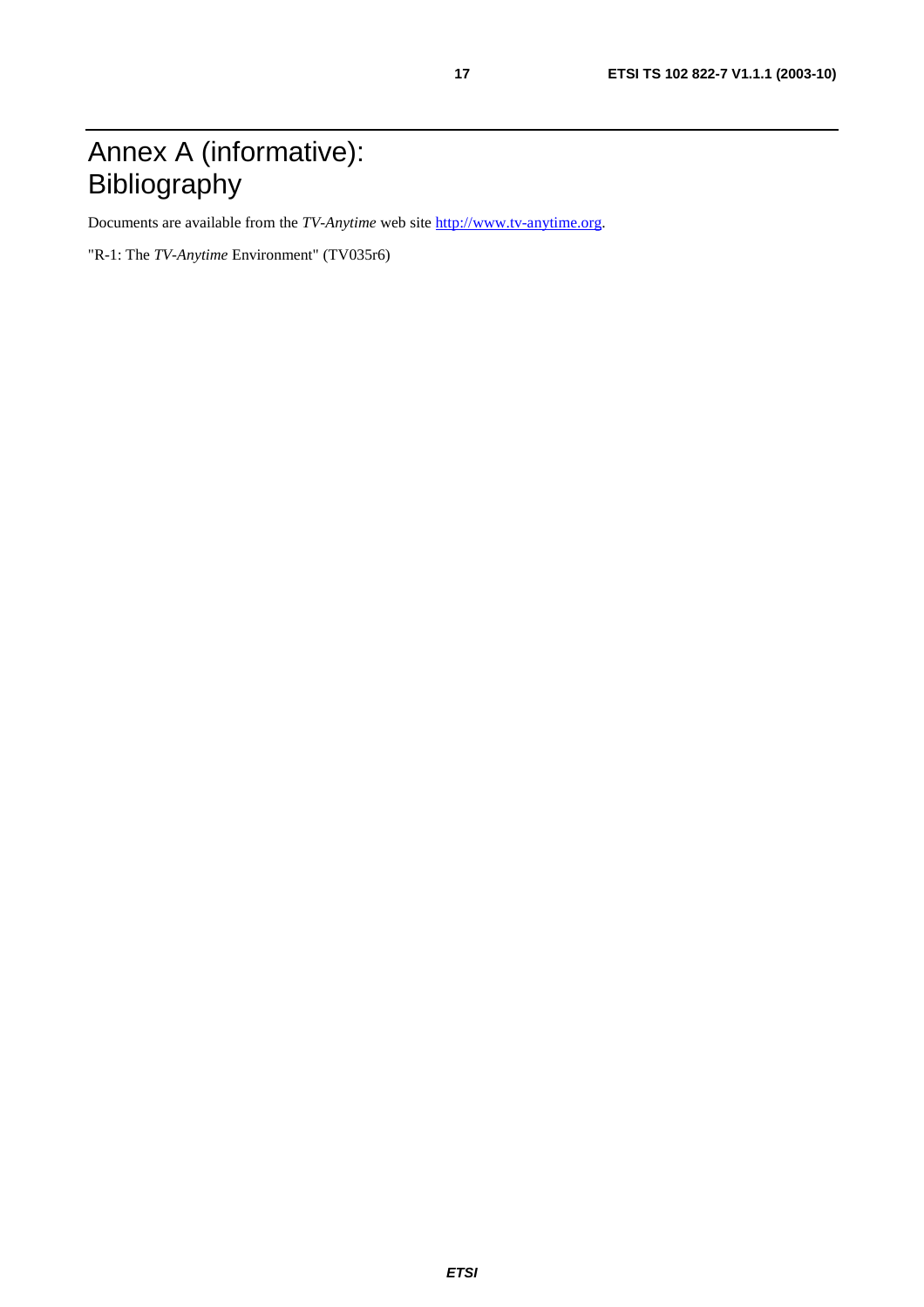# Annex A (informative): Bibliography

Documents are available from the *TV-Anytime* web site [http://www.tv-anytime.org](http://www.tv-anytime.org).

"R-1: The *TV-Anytime* Environment" (TV035r6)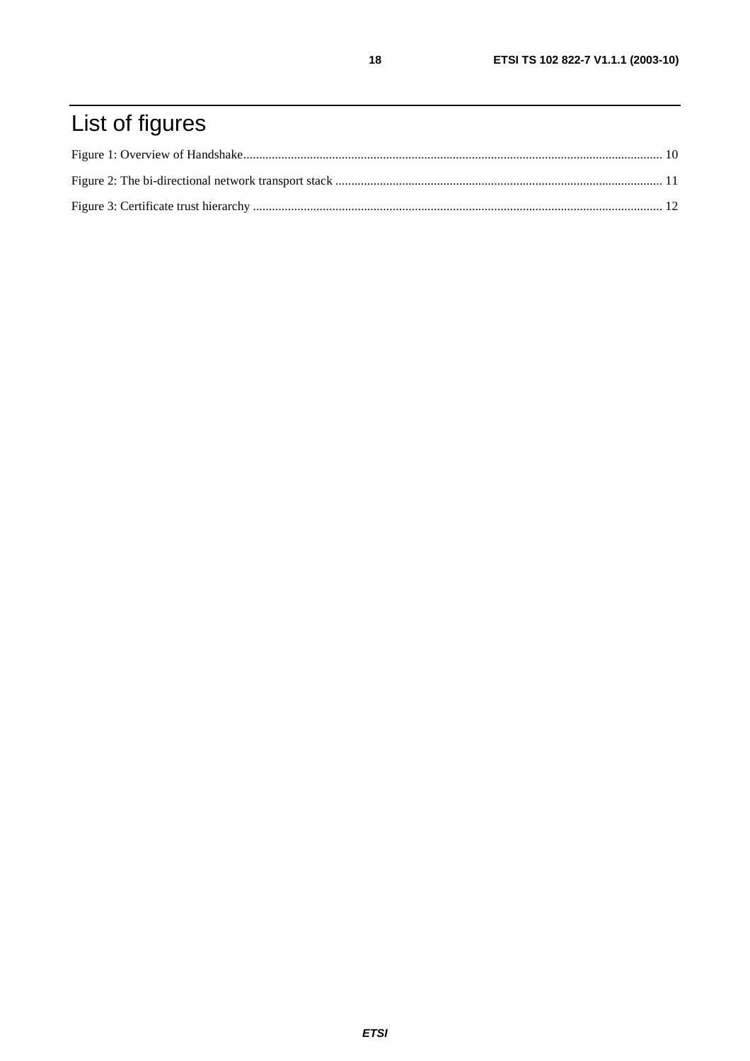# List of figures

Figure 1: Overview of Handshake................................................................................................................................... 10

Figure 2: The bi-directional network transport stack ...................................................................................................... 11

Figure 3: Certificate trust hierarchy ................................................................................................................................ 12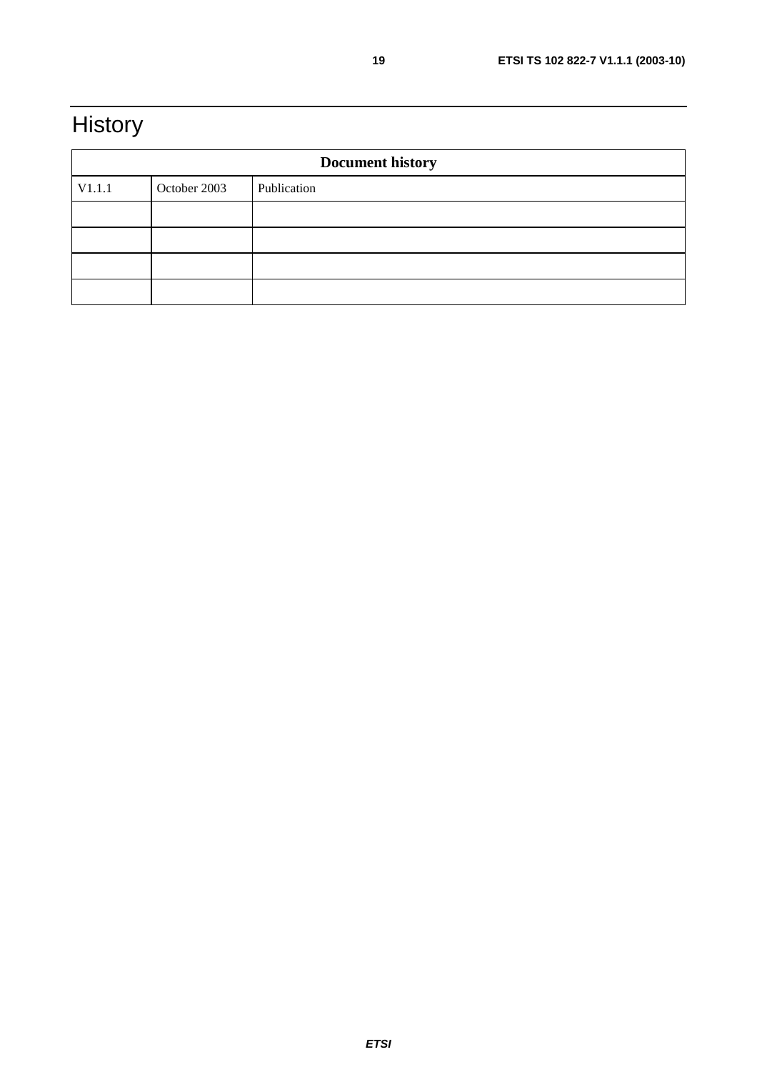# History

| Document history | | |
|---|---|---|
| V1.1.1 | October 2003 | Publication |
| | | |
| | | |
| | | |
| | | |